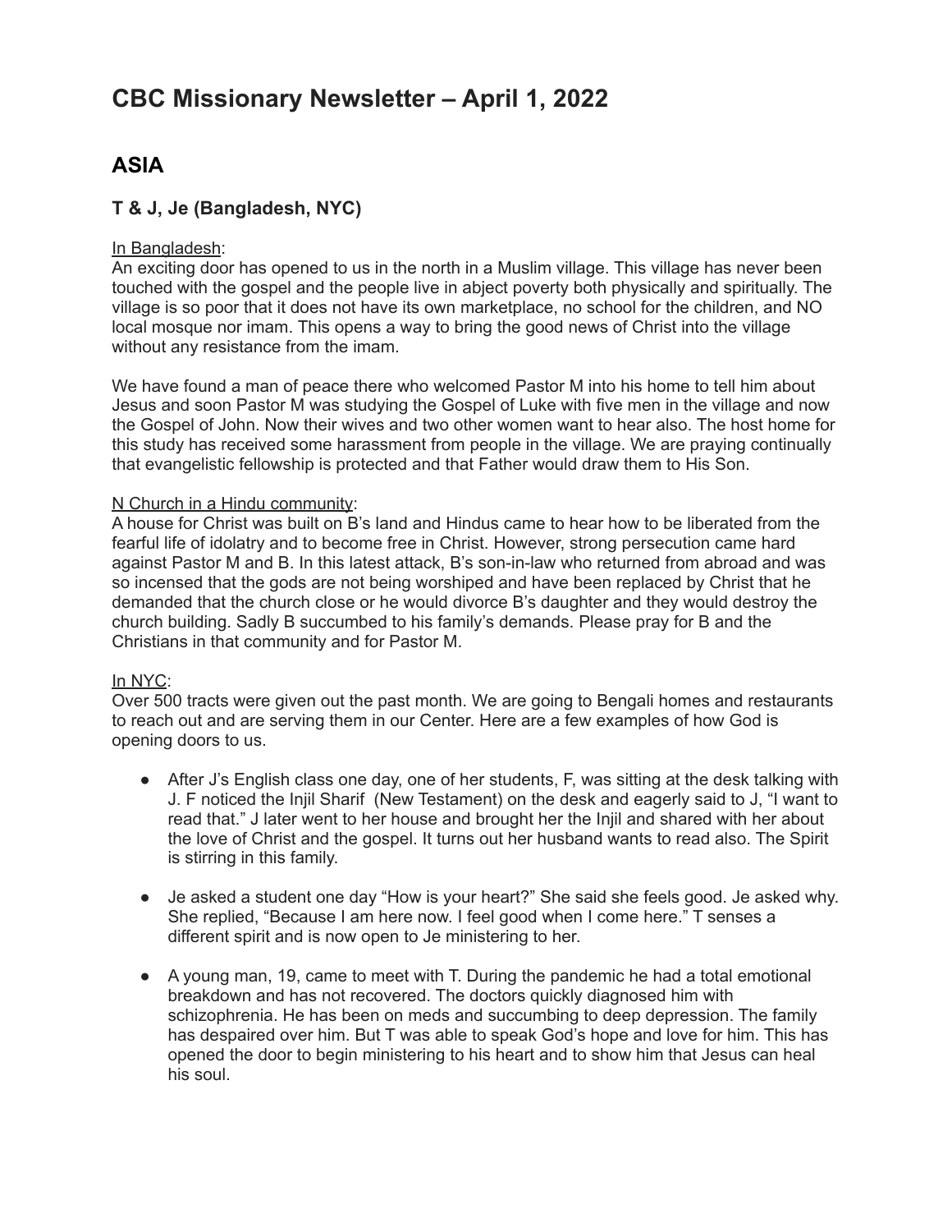# CBC Missionary Newsletter – April 1, 2022

## ASIA

### T & J, Je (Bangladesh, NYC)

<u>In Bangladesh</u>:
An exciting door has opened to us in the north in a Muslim village. This village has never been touched with the gospel and the people live in abject poverty both physically and spiritually. The village is so poor that it does not have its own marketplace, no school for the children, and NO local mosque nor imam. This opens a way to bring the good news of Christ into the village without any resistance from the imam.

We have found a man of peace there who welcomed Pastor M into his home to tell him about Jesus and soon Pastor M was studying the Gospel of Luke with five men in the village and now the Gospel of John. Now their wives and two other women want to hear also. The host home for this study has received some harassment from people in the village. We are praying continually that evangelistic fellowship is protected and that Father would draw them to His Son.

<u>N Church in a Hindu community</u>:
A house for Christ was built on B's land and Hindus came to hear how to be liberated from the fearful life of idolatry and to become free in Christ. However, strong persecution came hard against Pastor M and B. In this latest attack, B's son-in-law who returned from abroad and was so incensed that the gods are not being worshiped and have been replaced by Christ that he demanded that the church close or he would divorce B's daughter and they would destroy the church building. Sadly B succumbed to his family's demands. Please pray for B and the Christians in that community and for Pastor M.

<u>In NYC</u>:
Over 500 tracts were given out the past month. We are going to Bengali homes and restaurants to reach out and are serving them in our Center. Here are a few examples of how God is opening doors to us.

- After J's English class one day, one of her students, F, was sitting at the desk talking with J. F noticed the Injil Sharif (New Testament) on the desk and eagerly said to J, "I want to read that." J later went to her house and brought her the Injil and shared with her about the love of Christ and the gospel. It turns out her husband wants to read also. The Spirit is stirring in this family.

- Je asked a student one day "How is your heart?" She said she feels good. Je asked why. She replied, "Because I am here now. I feel good when I come here." T senses a different spirit and is now open to Je ministering to her.

- A young man, 19, came to meet with T. During the pandemic he had a total emotional breakdown and has not recovered. The doctors quickly diagnosed him with schizophrenia. He has been on meds and succumbing to deep depression. The family has despaired over him. But T was able to speak God's hope and love for him. This has opened the door to begin ministering to his heart and to show him that Jesus can heal his soul.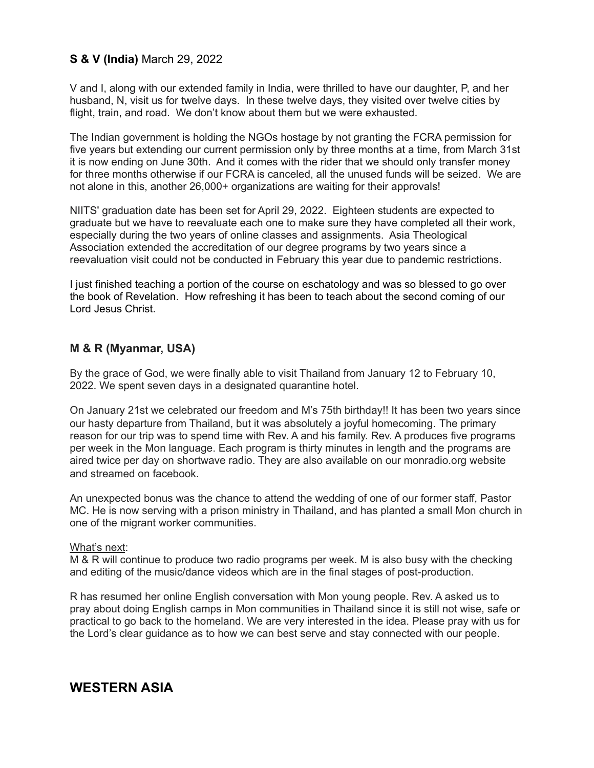### **S & V (India)** March 29, 2022

V and I, along with our extended family in India, were thrilled to have our daughter, P, and her husband, N, visit us for twelve days. In these twelve days, they visited over twelve cities by flight, train, and road. We don't know about them but we were exhausted.

The Indian government is holding the NGOs hostage by not granting the FCRA permission for five years but extending our current permission only by three months at a time, from March 31st it is now ending on June 30th. And it comes with the rider that we should only transfer money for three months otherwise if our FCRA is canceled, all the unused funds will be seized. We are not alone in this, another 26,000+ organizations are waiting for their approvals!

NIITS' graduation date has been set for April 29, 2022. Eighteen students are expected to graduate but we have to reevaluate each one to make sure they have completed all their work, especially during the two years of online classes and assignments. Asia Theological Association extended the accreditation of our degree programs by two years since a reevaluation visit could not be conducted in February this year due to pandemic restrictions.

I just finished teaching a portion of the course on eschatology and was so blessed to go over the book of Revelation. How refreshing it has been to teach about the second coming of our Lord Jesus Christ.

### **M & R (Myanmar, USA)**

By the grace of God, we were finally able to visit Thailand from January 12 to February 10, 2022. We spent seven days in a designated quarantine hotel.

On January 21st we celebrated our freedom and M's 75th birthday!! It has been two years since our hasty departure from Thailand, but it was absolutely a joyful homecoming. The primary reason for our trip was to spend time with Rev. A and his family. Rev. A produces five programs per week in the Mon language. Each program is thirty minutes in length and the programs are aired twice per day on shortwave radio. They are also available on our monradio.org website and streamed on facebook.

An unexpected bonus was the chance to attend the wedding of one of our former staff, Pastor MC. He is now serving with a prison ministry in Thailand, and has planted a small Mon church in one of the migrant worker communities.

<u>What's next</u>:
M & R will continue to produce two radio programs per week. M is also busy with the checking and editing of the music/dance videos which are in the final stages of post-production.

R has resumed her online English conversation with Mon young people. Rev. A asked us to pray about doing English camps in Mon communities in Thailand since it is still not wise, safe or practical to go back to the homeland. We are very interested in the idea. Please pray with us for the Lord's clear guidance as to how we can best serve and stay connected with our people.

## **WESTERN ASIA**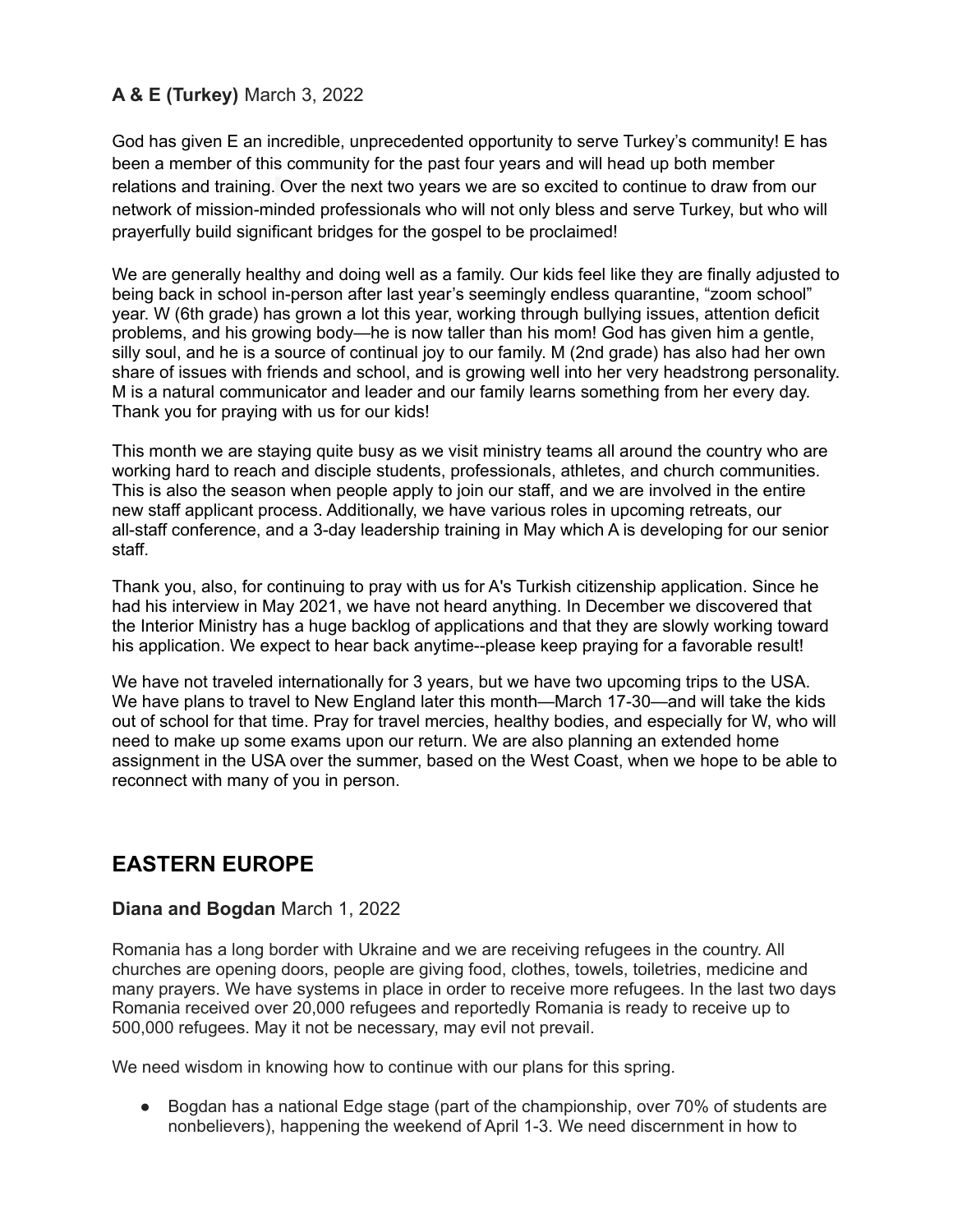**A & E (Turkey)** March 3, 2022

God has given E an incredible, unprecedented opportunity to serve Turkey's community! E has been a member of this community for the past four years and will head up both member relations and training. Over the next two years we are so excited to continue to draw from our network of mission-minded professionals who will not only bless and serve Turkey, but who will prayerfully build significant bridges for the gospel to be proclaimed!

We are generally healthy and doing well as a family. Our kids feel like they are finally adjusted to being back in school in-person after last year's seemingly endless quarantine, "zoom school" year. W (6th grade) has grown a lot this year, working through bullying issues, attention deficit problems, and his growing body—he is now taller than his mom! God has given him a gentle, silly soul, and he is a source of continual joy to our family. M (2nd grade) has also had her own share of issues with friends and school, and is growing well into her very headstrong personality. M is a natural communicator and leader and our family learns something from her every day. Thank you for praying with us for our kids!

This month we are staying quite busy as we visit ministry teams all around the country who are working hard to reach and disciple students, professionals, athletes, and church communities. This is also the season when people apply to join our staff, and we are involved in the entire new staff applicant process. Additionally, we have various roles in upcoming retreats, our all-staff conference, and a 3-day leadership training in May which A is developing for our senior staff.

Thank you, also, for continuing to pray with us for A's Turkish citizenship application. Since he had his interview in May 2021, we have not heard anything. In December we discovered that the Interior Ministry has a huge backlog of applications and that they are slowly working toward his application. We expect to hear back anytime--please keep praying for a favorable result!

We have not traveled internationally for 3 years, but we have two upcoming trips to the USA. We have plans to travel to New England later this month—March 17-30—and will take the kids out of school for that time. Pray for travel mercies, healthy bodies, and especially for W, who will need to make up some exams upon our return. We are also planning an extended home assignment in the USA over the summer, based on the West Coast, when we hope to be able to reconnect with many of you in person.

## EASTERN EUROPE

**Diana and Bogdan** March 1, 2022

Romania has a long border with Ukraine and we are receiving refugees in the country. All churches are opening doors, people are giving food, clothes, towels, toiletries, medicine and many prayers. We have systems in place in order to receive more refugees. In the last two days Romania received over 20,000 refugees and reportedly Romania is ready to receive up to 500,000 refugees. May it not be necessary, may evil not prevail.

We need wisdom in knowing how to continue with our plans for this spring.

- Bogdan has a national Edge stage (part of the championship, over 70% of students are nonbelievers), happening the weekend of April 1-3. We need discernment in how to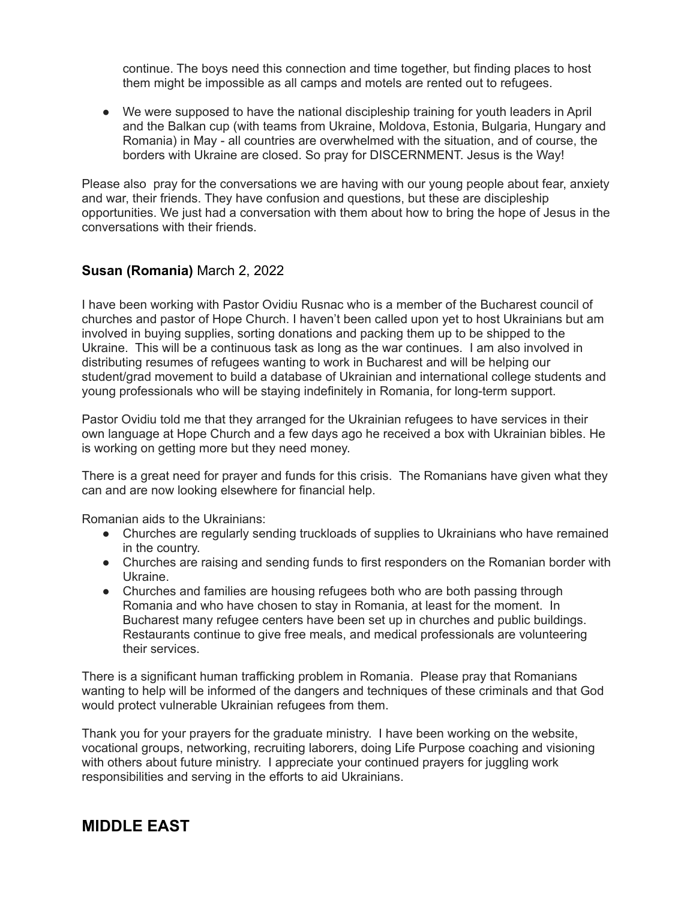continue. The boys need this connection and time together, but finding places to host them might be impossible as all camps and motels are rented out to refugees.

- We were supposed to have the national discipleship training for youth leaders in April and the Balkan cup (with teams from Ukraine, Moldova, Estonia, Bulgaria, Hungary and Romania) in May - all countries are overwhelmed with the situation, and of course, the borders with Ukraine are closed. So pray for DISCERNMENT. Jesus is the Way!

Please also pray for the conversations we are having with our young people about fear, anxiety and war, their friends. They have confusion and questions, but these are discipleship opportunities. We just had a conversation with them about how to bring the hope of Jesus in the conversations with their friends.

### **Susan (Romania)** March 2, 2022

I have been working with Pastor Ovidiu Rusnac who is a member of the Bucharest council of churches and pastor of Hope Church. I haven't been called upon yet to host Ukrainians but am involved in buying supplies, sorting donations and packing them up to be shipped to the Ukraine. This will be a continuous task as long as the war continues. I am also involved in distributing resumes of refugees wanting to work in Bucharest and will be helping our student/grad movement to build a database of Ukrainian and international college students and young professionals who will be staying indefinitely in Romania, for long-term support.

Pastor Ovidiu told me that they arranged for the Ukrainian refugees to have services in their own language at Hope Church and a few days ago he received a box with Ukrainian bibles. He is working on getting more but they need money.

There is a great need for prayer and funds for this crisis. The Romanians have given what they can and are now looking elsewhere for financial help.

Romanian aids to the Ukrainians:

- Churches are regularly sending truckloads of supplies to Ukrainians who have remained in the country.
- Churches are raising and sending funds to first responders on the Romanian border with Ukraine.
- Churches and families are housing refugees both who are both passing through Romania and who have chosen to stay in Romania, at least for the moment. In Bucharest many refugee centers have been set up in churches and public buildings. Restaurants continue to give free meals, and medical professionals are volunteering their services.

There is a significant human trafficking problem in Romania. Please pray that Romanians wanting to help will be informed of the dangers and techniques of these criminals and that God would protect vulnerable Ukrainian refugees from them.

Thank you for your prayers for the graduate ministry. I have been working on the website, vocational groups, networking, recruiting laborers, doing Life Purpose coaching and visioning with others about future ministry. I appreciate your continued prayers for juggling work responsibilities and serving in the efforts to aid Ukrainians.

## **MIDDLE EAST**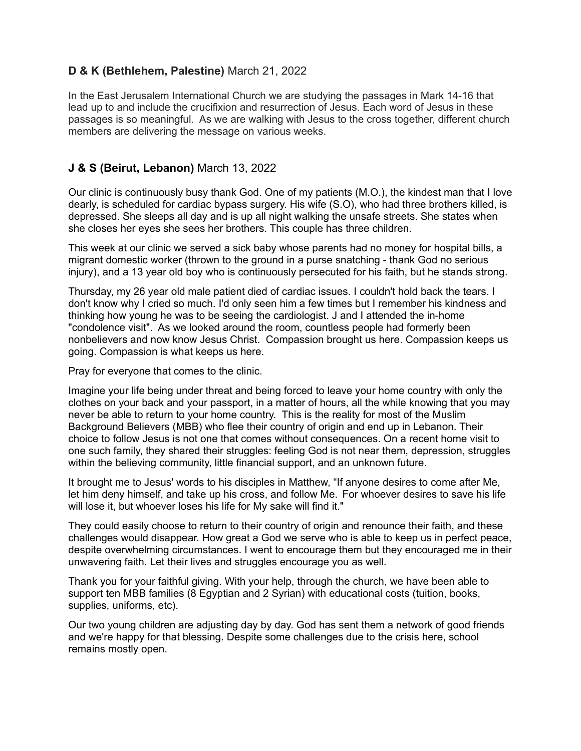### **D & K (Bethlehem, Palestine)** March 21, 2022

In the East Jerusalem International Church we are studying the passages in Mark 14-16 that lead up to and include the crucifixion and resurrection of Jesus. Each word of Jesus in these passages is so meaningful. As we are walking with Jesus to the cross together, different church members are delivering the message on various weeks.

### **J & S (Beirut, Lebanon)** March 13, 2022

Our clinic is continuously busy thank God. One of my patients (M.O.), the kindest man that I love dearly, is scheduled for cardiac bypass surgery. His wife (S.O), who had three brothers killed, is depressed. She sleeps all day and is up all night walking the unsafe streets. She states when she closes her eyes she sees her brothers. This couple has three children.

This week at our clinic we served a sick baby whose parents had no money for hospital bills, a migrant domestic worker (thrown to the ground in a purse snatching - thank God no serious injury), and a 13 year old boy who is continuously persecuted for his faith, but he stands strong.

Thursday, my 26 year old male patient died of cardiac issues. I couldn't hold back the tears. I don't know why I cried so much. I'd only seen him a few times but I remember his kindness and thinking how young he was to be seeing the cardiologist. J and I attended the in-home "condolence visit". As we looked around the room, countless people had formerly been nonbelievers and now know Jesus Christ. Compassion brought us here. Compassion keeps us going. Compassion is what keeps us here.

Pray for everyone that comes to the clinic.

Imagine your life being under threat and being forced to leave your home country with only the clothes on your back and your passport, in a matter of hours, all the while knowing that you may never be able to return to your home country. This is the reality for most of the Muslim Background Believers (MBB) who flee their country of origin and end up in Lebanon. Their choice to follow Jesus is not one that comes without consequences. On a recent home visit to one such family, they shared their struggles: feeling God is not near them, depression, struggles within the believing community, little financial support, and an unknown future.

It brought me to Jesus' words to his disciples in Matthew, "If anyone desires to come after Me, let him deny himself, and take up his cross, and follow Me. For whoever desires to save his life will lose it, but whoever loses his life for My sake will find it."

They could easily choose to return to their country of origin and renounce their faith, and these challenges would disappear. How great a God we serve who is able to keep us in perfect peace, despite overwhelming circumstances. I went to encourage them but they encouraged me in their unwavering faith. Let their lives and struggles encourage you as well.

Thank you for your faithful giving. With your help, through the church, we have been able to support ten MBB families (8 Egyptian and 2 Syrian) with educational costs (tuition, books, supplies, uniforms, etc).

Our two young children are adjusting day by day. God has sent them a network of good friends and we're happy for that blessing. Despite some challenges due to the crisis here, school remains mostly open.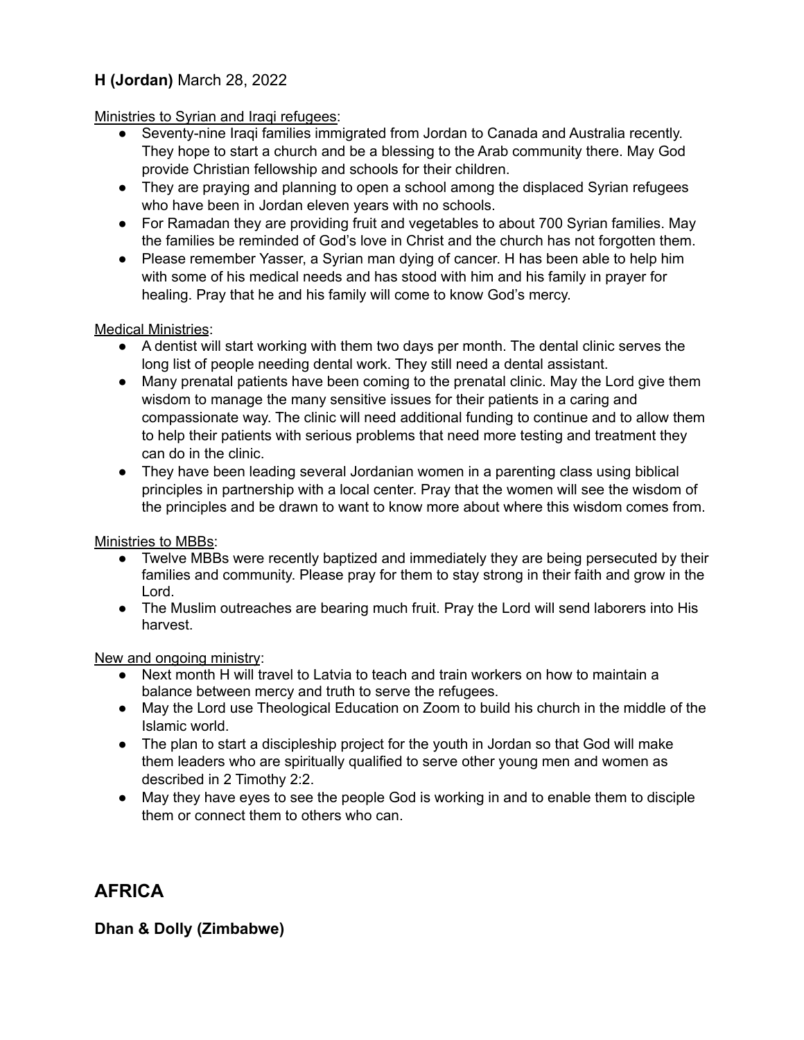**H (Jordan)** March 28, 2022

<u>Ministries to Syrian and Iraqi refugees</u>:

- Seventy-nine Iraqi families immigrated from Jordan to Canada and Australia recently. They hope to start a church and be a blessing to the Arab community there. May God provide Christian fellowship and schools for their children.
- They are praying and planning to open a school among the displaced Syrian refugees who have been in Jordan eleven years with no schools.
- For Ramadan they are providing fruit and vegetables to about 700 Syrian families. May the families be reminded of God's love in Christ and the church has not forgotten them.
- Please remember Yasser, a Syrian man dying of cancer. H has been able to help him with some of his medical needs and has stood with him and his family in prayer for healing. Pray that he and his family will come to know God's mercy.

<u>Medical Ministries</u>:

- A dentist will start working with them two days per month. The dental clinic serves the long list of people needing dental work. They still need a dental assistant.
- Many prenatal patients have been coming to the prenatal clinic. May the Lord give them wisdom to manage the many sensitive issues for their patients in a caring and compassionate way. The clinic will need additional funding to continue and to allow them to help their patients with serious problems that need more testing and treatment they can do in the clinic.
- They have been leading several Jordanian women in a parenting class using biblical principles in partnership with a local center. Pray that the women will see the wisdom of the principles and be drawn to want to know more about where this wisdom comes from.

<u>Ministries to MBBs</u>:

- Twelve MBBs were recently baptized and immediately they are being persecuted by their families and community. Please pray for them to stay strong in their faith and grow in the Lord.
- The Muslim outreaches are bearing much fruit. Pray the Lord will send laborers into His harvest.

<u>New and ongoing ministry</u>:

- Next month H will travel to Latvia to teach and train workers on how to maintain a balance between mercy and truth to serve the refugees.
- May the Lord use Theological Education on Zoom to build his church in the middle of the Islamic world.
- The plan to start a discipleship project for the youth in Jordan so that God will make them leaders who are spiritually qualified to serve other young men and women as described in 2 Timothy 2:2.
- May they have eyes to see the people God is working in and to enable them to disciple them or connect them to others who can.

## AFRICA

### Dhan & Dolly (Zimbabwe)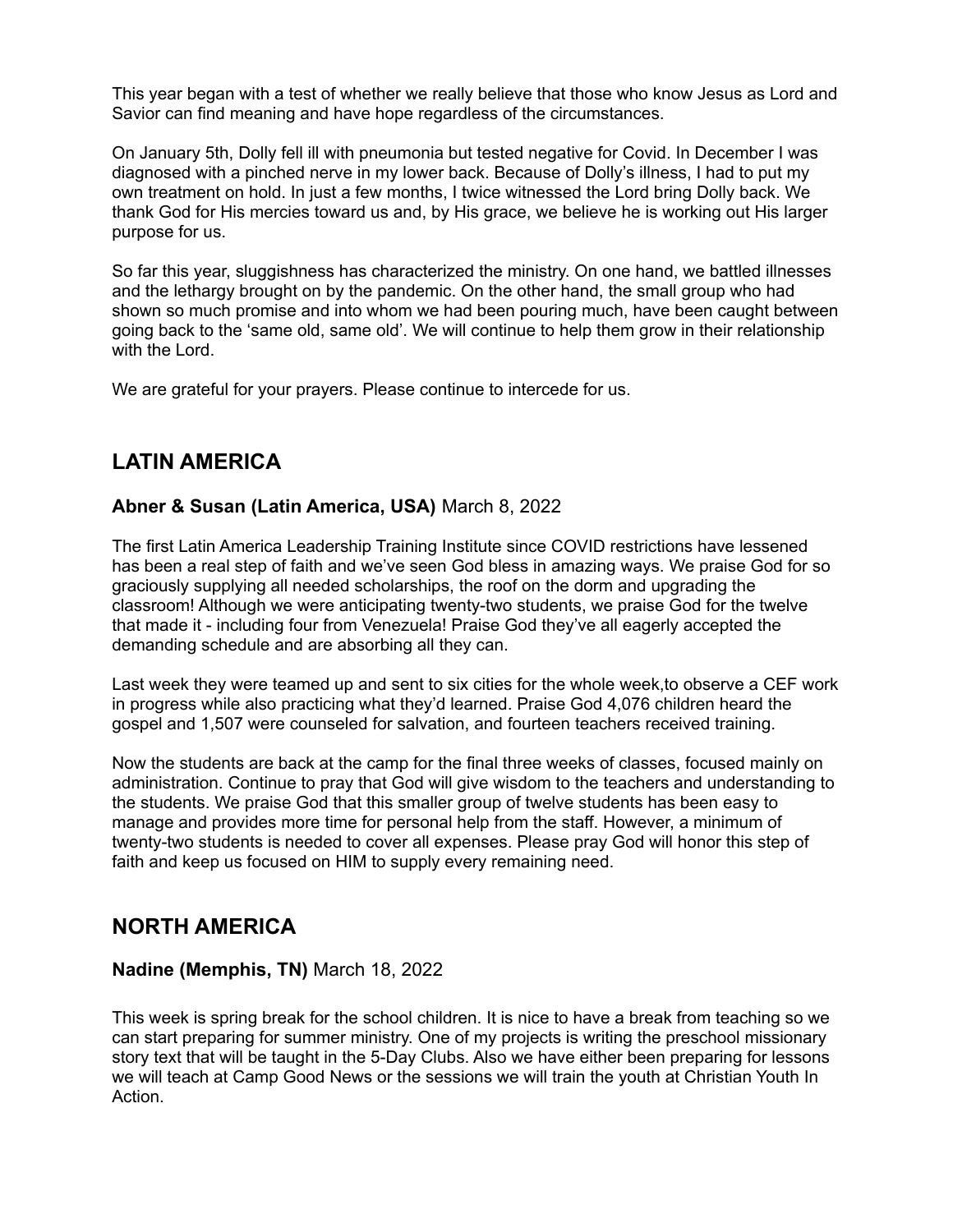This year began with a test of whether we really believe that those who know Jesus as Lord and Savior can find meaning and have hope regardless of the circumstances.

On January 5th, Dolly fell ill with pneumonia but tested negative for Covid. In December I was diagnosed with a pinched nerve in my lower back. Because of Dolly's illness, I had to put my own treatment on hold. In just a few months, I twice witnessed the Lord bring Dolly back. We thank God for His mercies toward us and, by His grace, we believe he is working out His larger purpose for us.

So far this year, sluggishness has characterized the ministry. On one hand, we battled illnesses and the lethargy brought on by the pandemic. On the other hand, the small group who had shown so much promise and into whom we had been pouring much, have been caught between going back to the 'same old, same old'. We will continue to help them grow in their relationship with the Lord.

We are grateful for your prayers. Please continue to intercede for us.

## LATIN AMERICA

**Abner & Susan (Latin America, USA)** March 8, 2022

The first Latin America Leadership Training Institute since COVID restrictions have lessened has been a real step of faith and we've seen God bless in amazing ways. We praise God for so graciously supplying all needed scholarships, the roof on the dorm and upgrading the classroom! Although we were anticipating twenty-two students, we praise God for the twelve that made it - including four from Venezuela! Praise God they've all eagerly accepted the demanding schedule and are absorbing all they can.

Last week they were teamed up and sent to six cities for the whole week,to observe a CEF work in progress while also practicing what they'd learned. Praise God 4,076 children heard the gospel and 1,507 were counseled for salvation, and fourteen teachers received training.

Now the students are back at the camp for the final three weeks of classes, focused mainly on administration. Continue to pray that God will give wisdom to the teachers and understanding to the students. We praise God that this smaller group of twelve students has been easy to manage and provides more time for personal help from the staff. However, a minimum of twenty-two students is needed to cover all expenses. Please pray God will honor this step of faith and keep us focused on HIM to supply every remaining need.

## NORTH AMERICA

**Nadine (Memphis, TN)** March 18, 2022

This week is spring break for the school children. It is nice to have a break from teaching so we can start preparing for summer ministry. One of my projects is writing the preschool missionary story text that will be taught in the 5-Day Clubs. Also we have either been preparing for lessons we will teach at Camp Good News or the sessions we will train the youth at Christian Youth In Action.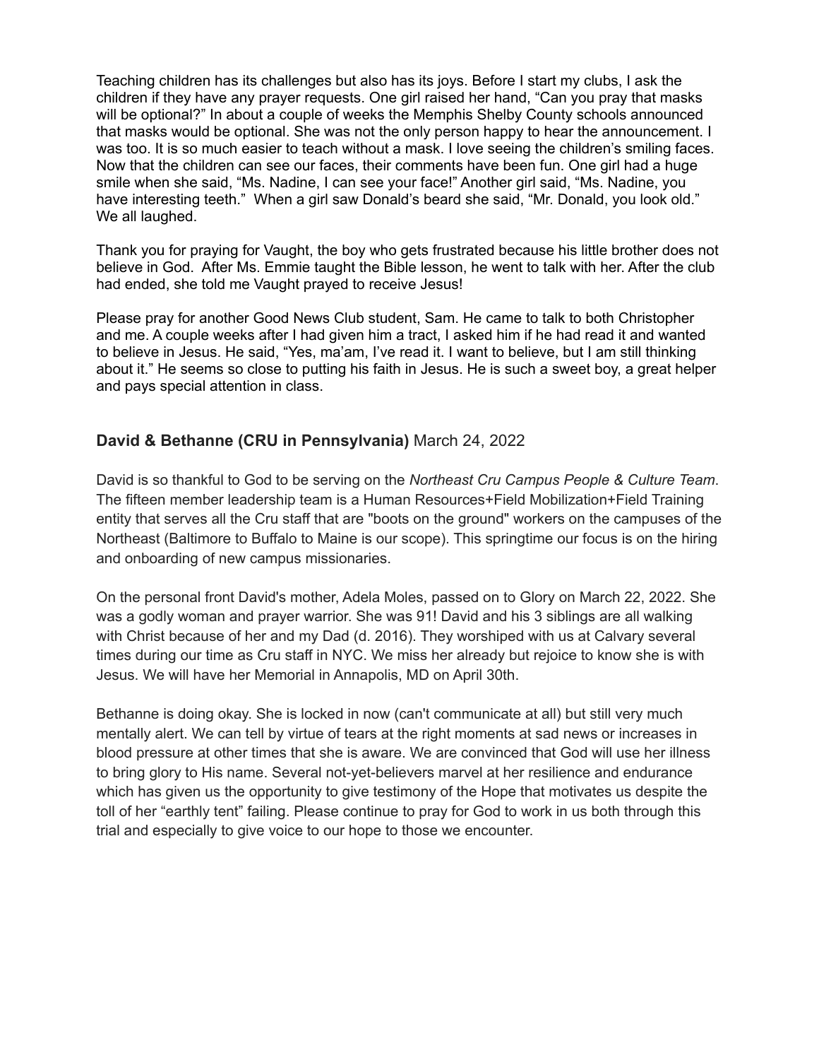Teaching children has its challenges but also has its joys. Before I start my clubs, I ask the children if they have any prayer requests. One girl raised her hand, "Can you pray that masks will be optional?" In about a couple of weeks the Memphis Shelby County schools announced that masks would be optional. She was not the only person happy to hear the announcement. I was too. It is so much easier to teach without a mask. I love seeing the children's smiling faces. Now that the children can see our faces, their comments have been fun. One girl had a huge smile when she said, "Ms. Nadine, I can see your face!" Another girl said, "Ms. Nadine, you have interesting teeth." When a girl saw Donald's beard she said, "Mr. Donald, you look old." We all laughed.

Thank you for praying for Vaught, the boy who gets frustrated because his little brother does not believe in God. After Ms. Emmie taught the Bible lesson, he went to talk with her. After the club had ended, she told me Vaught prayed to receive Jesus!

Please pray for another Good News Club student, Sam. He came to talk to both Christopher and me. A couple weeks after I had given him a tract, I asked him if he had read it and wanted to believe in Jesus. He said, "Yes, ma'am, I've read it. I want to believe, but I am still thinking about it." He seems so close to putting his faith in Jesus. He is such a sweet boy, a great helper and pays special attention in class.

### **David & Bethanne (CRU in Pennsylvania)** March 24, 2022

David is so thankful to God to be serving on the *Northeast Cru Campus People & Culture Team*. The fifteen member leadership team is a Human Resources+Field Mobilization+Field Training entity that serves all the Cru staff that are "boots on the ground" workers on the campuses of the Northeast (Baltimore to Buffalo to Maine is our scope). This springtime our focus is on the hiring and onboarding of new campus missionaries.

On the personal front David's mother, Adela Moles, passed on to Glory on March 22, 2022. She was a godly woman and prayer warrior. She was 91! David and his 3 siblings are all walking with Christ because of her and my Dad (d. 2016). They worshiped with us at Calvary several times during our time as Cru staff in NYC. We miss her already but rejoice to know she is with Jesus. We will have her Memorial in Annapolis, MD on April 30th.

Bethanne is doing okay. She is locked in now (can't communicate at all) but still very much mentally alert. We can tell by virtue of tears at the right moments at sad news or increases in blood pressure at other times that she is aware. We are convinced that God will use her illness to bring glory to His name. Several not-yet-believers marvel at her resilience and endurance which has given us the opportunity to give testimony of the Hope that motivates us despite the toll of her "earthly tent" failing. Please continue to pray for God to work in us both through this trial and especially to give voice to our hope to those we encounter.